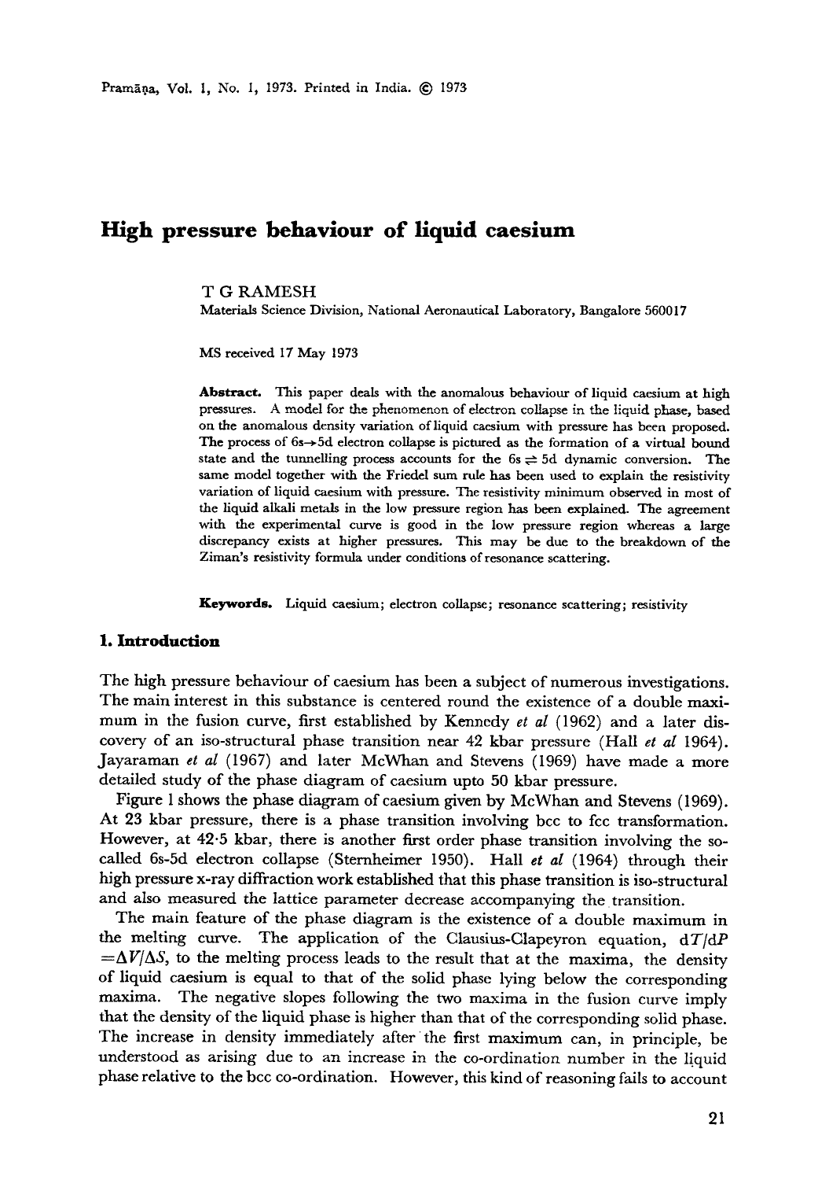# High pressure behaviour of liquid caesium

T G RAMESH

Materials Science Division, National Aeronautical Laboratory, Bangalore 560017

MS received 17 May 1973

**Abstract.** This paper deals with the anomalous behaviour of liquid caesium at high pressures. A model for the phenomenon of electron collapse in the liquid phase, based on the anomalous density variation of liquid caesium with pressure has been proposed. The process of 6s→5d electron collapse is pictured as the formation of a virtual bound state and the tunnelling process accounts for the 6s ⇌ 5d dynamic conversion. The same model together with the Friedel sum rule has been used to explain the resistivity variation of liquid caesium with pressure. The resistivity minimum observed in most of the liquid alkali metals in the low pressure region has been explained. The agreement with the experimental curve is good in the low pressure region whereas a large discrepancy exists at higher pressures. This may be due to the breakdown of the Ziman's resistivity formula under conditions of resonance scattering.

**Keywords.** Liquid caesium; electron collapse; resonance scattering; resistivity

## 1. Introduction

The high pressure behaviour of caesium has been a subject of numerous investigations. The main interest in this substance is centered round the existence of a double maximum in the fusion curve, first established by Kennedy *et al* (1962) and a later discovery of an iso-structural phase transition near 42 kbar pressure (Hall *et al* 1964). Jayaraman *et al* (1967) and later McWhan and Stevens (1969) have made a more detailed study of the phase diagram of caesium upto 50 kbar pressure.

Figure 1 shows the phase diagram of caesium given by McWhan and Stevens (1969). At 23 kbar pressure, there is a phase transition involving bcc to fcc transformation. However, at 42·5 kbar, there is another first order phase transition involving the so-called 6s-5d electron collapse (Sternheimer 1950). Hall *et al* (1964) through their high pressure x-ray diffraction work established that this phase transition is iso-structural and also measured the lattice parameter decrease accompanying the transition.

The main feature of the phase diagram is the existence of a double maximum in the melting curve. The application of the Clausius-Clapeyron equation, $dT/dP = \Delta V/\Delta S$, to the melting process leads to the result that at the maxima, the density of liquid caesium is equal to that of the solid phase lying below the corresponding maxima. The negative slopes following the two maxima in the fusion curve imply that the density of the liquid phase is higher than that of the corresponding solid phase. The increase in density immediately after the first maximum can, in principle, be understood as arising due to an increase in the co-ordination number in the liquid phase relative to the bcc co-ordination. However, this kind of reasoning fails to account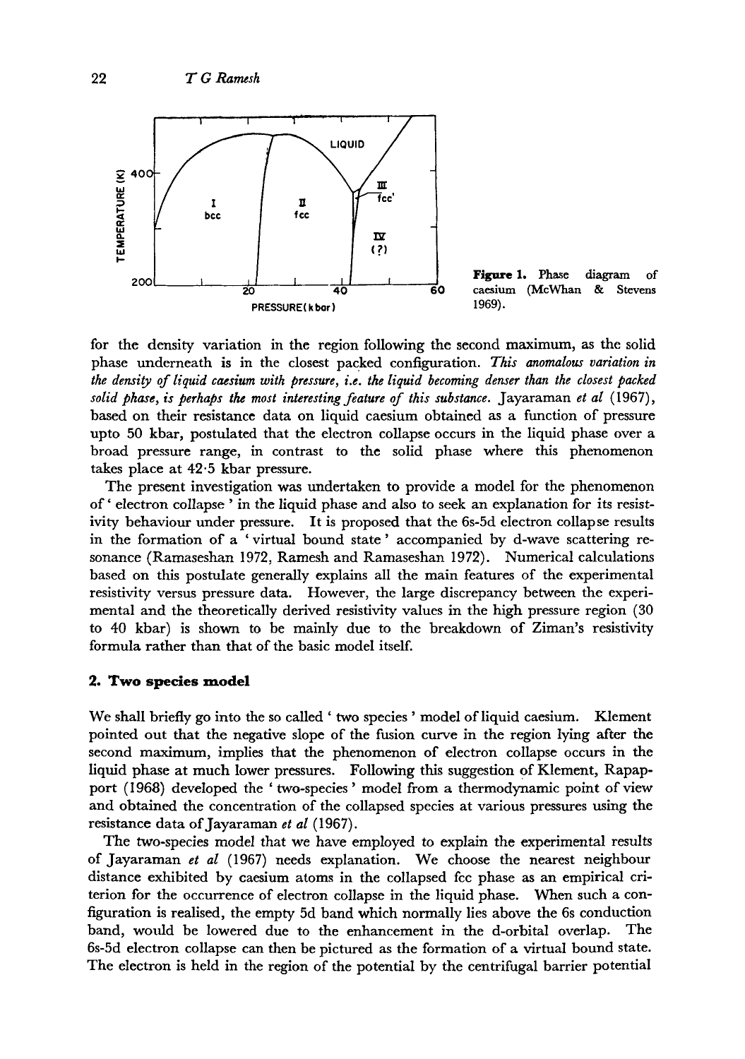**Figure 1.** Phase diagram of caesium (McWhan & Stevens 1969).

for the density variation in the region following the second maximum, as the solid phase underneath is in the closest packed configuration. *This anomalous variation in the density of liquid caesium with pressure, i.e. the liquid becoming denser than the closest packed solid phase, is perhaps the most interesting feature of this substance.* Jayaraman *et al* (1967), based on their resistance data on liquid caesium obtained as a function of pressure upto 50 kbar, postulated that the electron collapse occurs in the liquid phase over a broad pressure range, in contrast to the solid phase where this phenomenon takes place at 42·5 kbar pressure.

The present investigation was undertaken to provide a model for the phenomenon of ' electron collapse ' in the liquid phase and also to seek an explanation for its resistivity behaviour under pressure. It is proposed that the 6s-5d electron collapse results in the formation of a ' virtual bound state ' accompanied by d-wave scattering resonance (Ramaseshan 1972, Ramesh and Ramaseshan 1972). Numerical calculations based on this postulate generally explains all the main features of the experimental resistivity versus pressure data. However, the large discrepancy between the experimental and the theoretically derived resistivity values in the high pressure region (30 to 40 kbar) is shown to be mainly due to the breakdown of Ziman's resistivity formula rather than that of the basic model itself.

## 2. Two species model

We shall briefly go into the so called ' two species ' model of liquid caesium. Klement pointed out that the negative slope of the fusion curve in the region lying after the second maximum, implies that the phenomenon of electron collapse occurs in the liquid phase at much lower pressures. Following this suggestion of Klement, Rapapport (1968) developed the ' two-species ' model from a thermodynamic point of view and obtained the concentration of the collapsed species at various pressures using the resistance data of Jayaraman *et al* (1967).

The two-species model that we have employed to explain the experimental results of Jayaraman *et al* (1967) needs explanation. We choose the nearest neighbour distance exhibited by caesium atoms in the collapsed fcc phase as an empirical criterion for the occurrence of electron collapse in the liquid phase. When such a configuration is realised, the empty 5d band which normally lies above the 6s conduction band, would be lowered due to the enhancement in the d-orbital overlap. The 6s-5d electron collapse can then be pictured as the formation of a virtual bound state. The electron is held in the region of the potential by the centrifugal barrier potential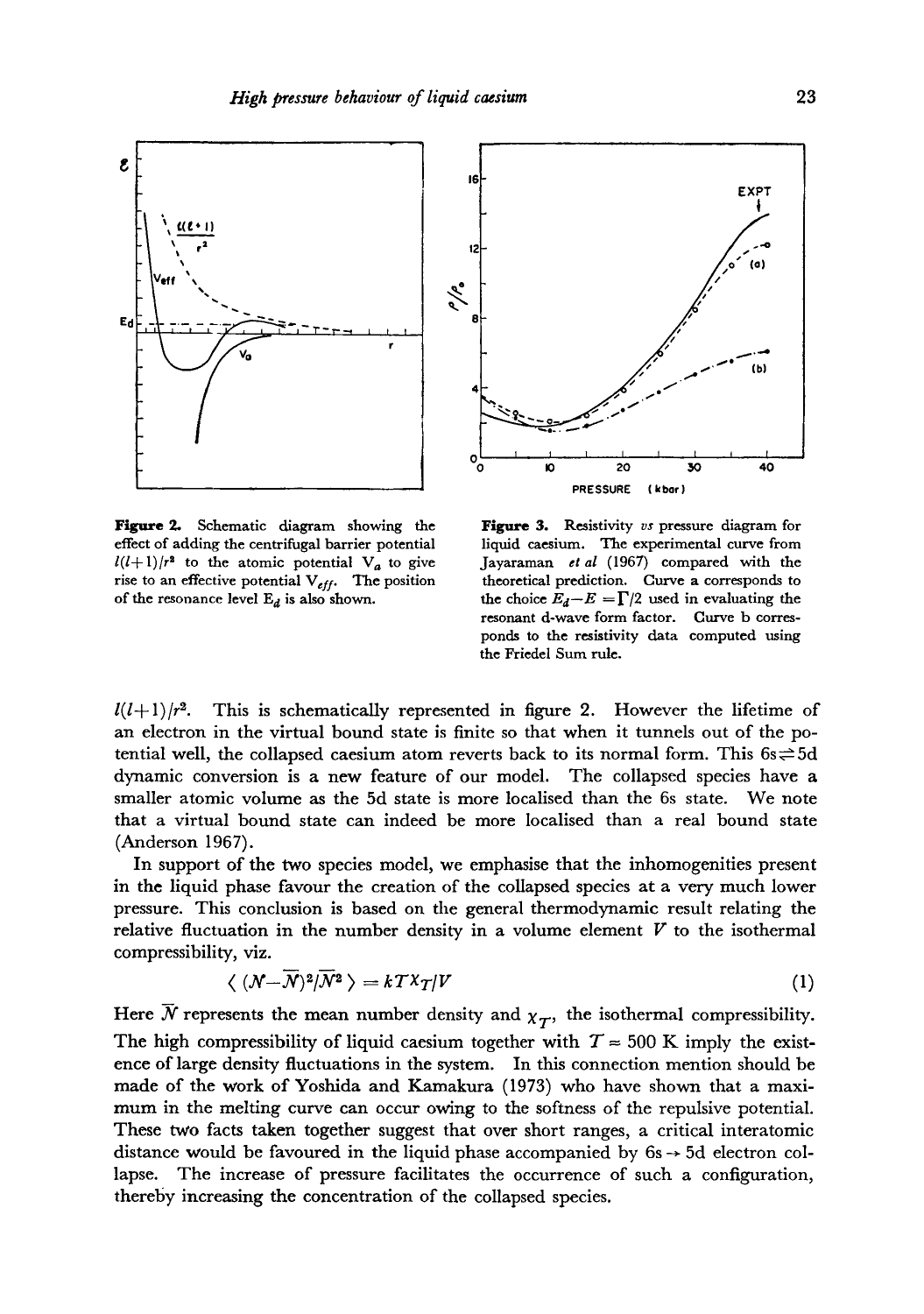**Figure 2.** Schematic diagram showing the effect of adding the centrifugal barrier potential $l(l+1)/r^2$ to the atomic potential $V_a$ to give rise to an effective potential $V_{eff}$. The position of the resonance level $E_d$ is also shown.

**Figure 3.** Resistivity *vs* pressure diagram for liquid caesium. The experimental curve from Jayaraman *et al* (1967) compared with the theoretical prediction. Curve a corresponds to the choice $E_d - E = \Gamma/2$ used in evaluating the resonant d-wave form factor. Curve b corresponds to the resistivity data computed using the Friedel Sum rule.

$l(l+1)/r^2$. This is schematically represented in figure 2. However the lifetime of an electron in the virtual bound state is finite so that when it tunnels out of the potential well, the collapsed caesium atom reverts back to its normal form. This $6s \rightleftharpoons 5d$ dynamic conversion is a new feature of our model. The collapsed species have a smaller atomic volume as the 5d state is more localised than the 6s state. We note that a virtual bound state can indeed be more localised than a real bound state (Anderson 1967).

In support of the two species model, we emphasise that the inhomogenities present in the liquid phase favour the creation of the collapsed species at a very much lower pressure. This conclusion is based on the general thermodynamic result relating the relative fluctuation in the number density in a volume element $V$ to the isothermal compressibility, viz.

$$\langle (\mathcal{N}-\bar{\mathcal{N}})^2/\bar{\mathcal{N}}^2 \rangle = kT\chi_T/V \tag{1}$$

Here $\bar{\mathcal{N}}$ represents the mean number density and $\chi_T$, the isothermal compressibility. The high compressibility of liquid caesium together with $T \approx 500$ K imply the existence of large density fluctuations in the system. In this connection mention should be made of the work of Yoshida and Kamakura (1973) who have shown that a maximum in the melting curve can occur owing to the softness of the repulsive potential. These two facts taken together suggest that over short ranges, a critical interatomic distance would be favoured in the liquid phase accompanied by $6s \rightarrow 5d$ electron collapse. The increase of pressure facilitates the occurrence of such a configuration, thereby increasing the concentration of the collapsed species.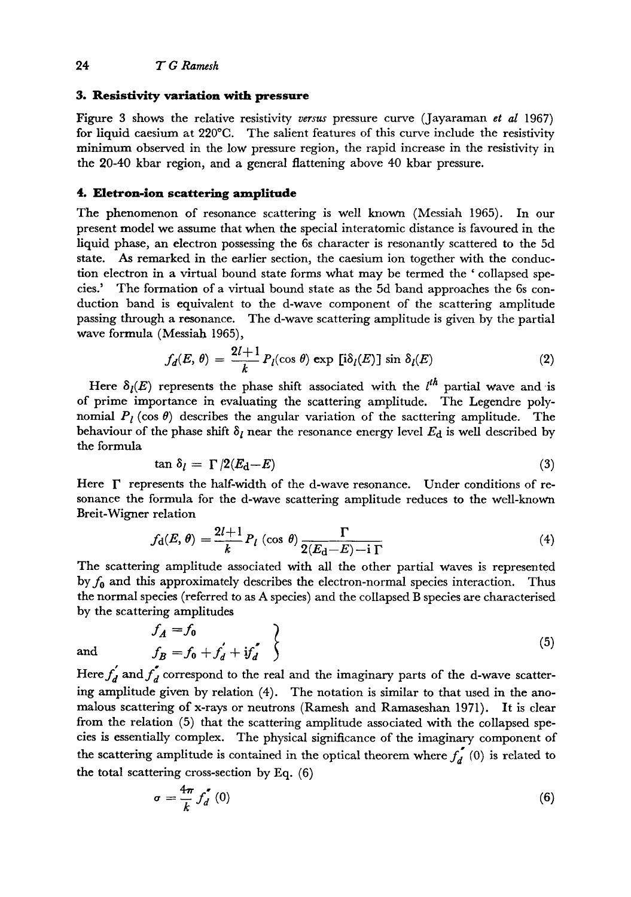## 3. Resistivity variation with pressure

Figure 3 shows the relative resistivity *versus* pressure curve (Jayaraman *et al* 1967) for liquid caesium at 220°C. The salient features of this curve include the resistivity minimum observed in the low pressure region, the rapid increase in the resistivity in the 20-40 kbar region, and a general flattening above 40 kbar pressure.

## 4. Eletron-ion scattering amplitude

The phenomenon of resonance scattering is well known (Messiah 1965). In our present model we assume that when the special interatomic distance is favoured in the liquid phase, an electron possessing the 6s character is resonantly scattered to the 5d state. As remarked in the earlier section, the caesium ion together with the conduction electron in a virtual bound state forms what may be termed the 'collapsed species.' The formation of a virtual bound state as the 5d band approaches the 6s conduction band is equivalent to the d-wave component of the scattering amplitude passing through a resonance. The d-wave scattering amplitude is given by the partial wave formula (Messiah 1965),

$$f_d(E, \theta) = \frac{2l+1}{k} P_l(\cos\theta) \exp[i\delta_l(E)] \sin \delta_l(E) \tag{2}$$

Here $\delta_l(E)$ represents the phase shift associated with the $l^{th}$ partial wave and is of prime importance in evaluating the scattering amplitude. The Legendre polynomial $P_l(\cos\theta)$ describes the angular variation of the sacttering amplitude. The behaviour of the phase shift $\delta_l$ near the resonance energy level $E_d$ is well described by the formula

$$\tan \delta_l = \Gamma/2(E_d - E) \tag{3}$$

Here $\Gamma$ represents the half-width of the d-wave resonance. Under conditions of resonance the formula for the d-wave scattering amplitude reduces to the well-known Breit-Wigner relation

$$f_d(E, \theta) = \frac{2l+1}{k} P_l(\cos\theta) \frac{\Gamma}{2(E_d - E) - i\Gamma} \tag{4}$$

The scattering amplitude associated with all the other partial waves is represented by $f_0$ and this approximately describes the electron-normal species interaction. Thus the normal species (referred to as A species) and the collapsed B species are characterised by the scattering amplitudes

$$\left.\begin{aligned} f_A &= f_0 \\ \text{and} \qquad f_B &= f_0 + f_d' + if_d'' \end{aligned}\right\} \tag{5}$$

Here $f_d'$ and $f_d''$ correspond to the real and the imaginary parts of the d-wave scattering amplitude given by relation (4). The notation is similar to that used in the anomalous scattering of x-rays or neutrons (Ramesh and Ramaseshan 1971). It is clear from the relation (5) that the scattering amplitude associated with the collapsed species is essentially complex. The physical significance of the imaginary component of the scattering amplitude is contained in the optical theorem where $f_d''(0)$ is related to the total scattering cross-section by Eq. (6)

$$\sigma = \frac{4\pi}{k} f_d''(0) \tag{6}$$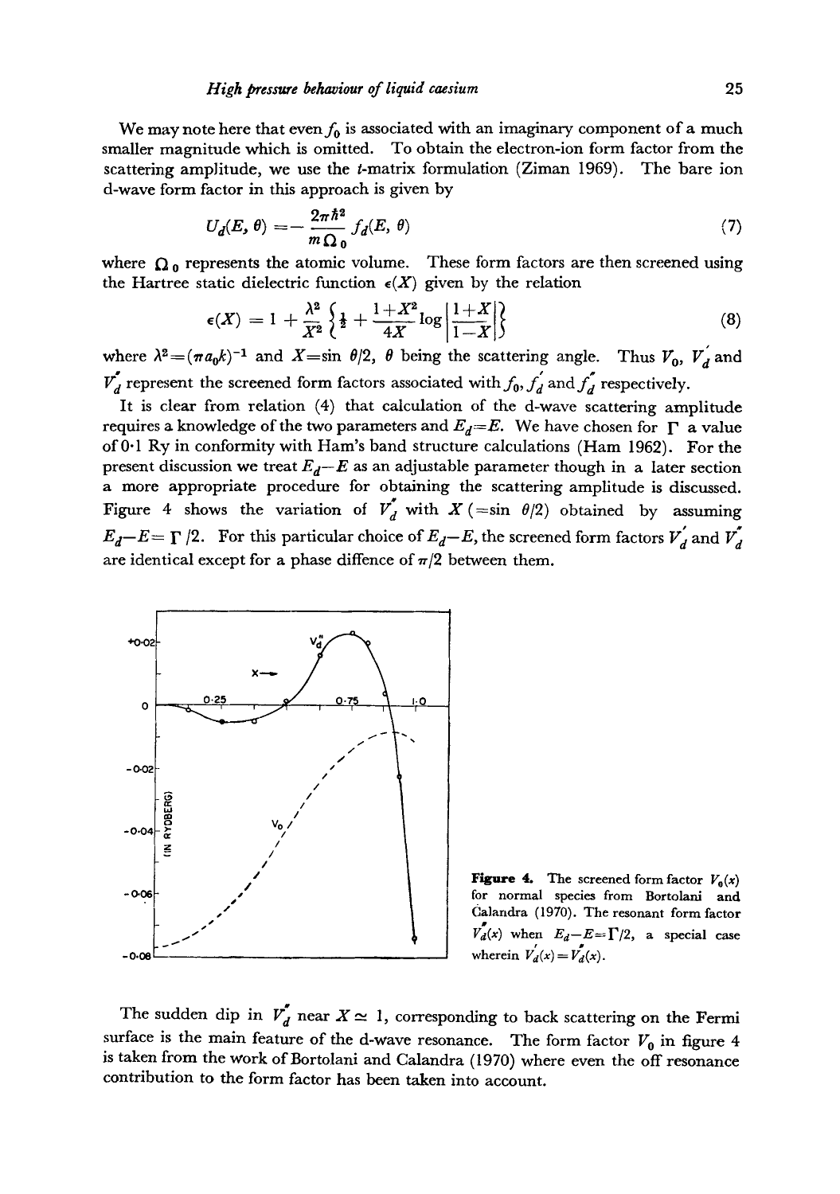We may note here that even $f_0$ is associated with an imaginary component of a much smaller magnitude which is omitted. To obtain the electron-ion form factor from the scattering amplitude, we use the $t$-matrix formulation (Ziman 1969). The bare ion d-wave form factor in this approach is given by

$$U_d(E, \theta) = -\frac{2\pi\hbar^2}{m\Omega_0} f_d(E, \theta) \tag{7}$$

where $\Omega_0$ represents the atomic volume. These form factors are then screened using the Hartree static dielectric function $\epsilon(X)$ given by the relation

$$\epsilon(X) = 1 + \frac{\lambda^2}{X^2}\left\{\frac{1}{2} + \frac{1+X^2}{4X}\log\left|\frac{1+X}{1-X}\right|\right\} \tag{8}$$

where $\lambda^2 = (\pi a_0 k)^{-1}$ and $X = \sin\theta/2$, $\theta$ being the scattering angle. Thus $V_0$, $V_d'$ and $V_d''$ represent the screened form factors associated with $f_0$, $f_d'$ and $f_d''$ respectively.

It is clear from relation (4) that calculation of the d-wave scattering amplitude requires a knowledge of the two parameters and $E_d = E$. We have chosen for $\Gamma$ a value of 0·1 Ry in conformity with Ham's band structure calculations (Ham 1962). For the present discussion we treat $E_d - E$ as an adjustable parameter though in a later section a more appropriate procedure for obtaining the scattering amplitude is discussed. Figure 4 shows the variation of $V_d''$ with $X$ ($= \sin\theta/2$) obtained by assuming $E_d - E = \Gamma/2$. For this particular choice of $E_d - E$, the screened form factors $V_d'$ and $V_d''$ are identical except for a phase diffence of $\pi/2$ between them.

**Figure 4.** The screened form factor $V_0(x)$ for normal species from Bortolani and Calandra (1970). The resonant form factor $V_d''(x)$ when $E_d - E = \Gamma/2$, a special case wherein $V_d'(x) = V_d''(x)$.

The sudden dip in $V_d''$ near $X \simeq 1$, corresponding to back scattering on the Fermi surface is the main feature of the d-wave resonance. The form factor $V_0$ in figure 4 is taken from the work of Bortolani and Calandra (1970) where even the off resonance contribution to the form factor has been taken into account.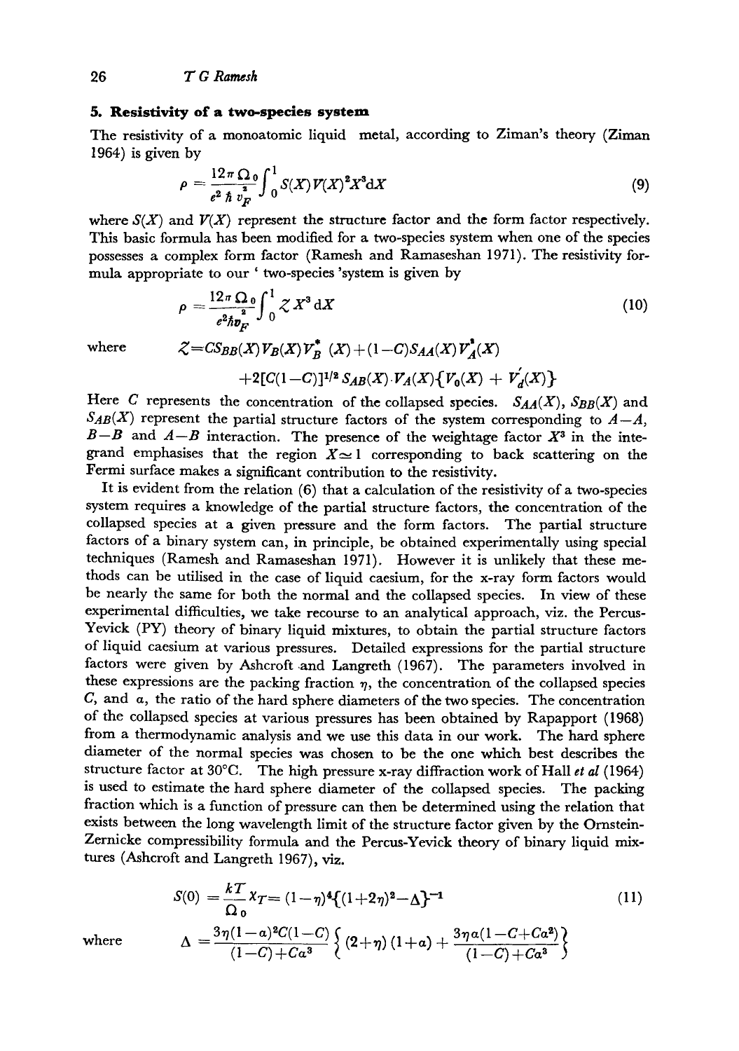## 5. Resistivity of a two-species system

The resistivity of a monoatomic liquid metal, according to Ziman's theory (Ziman 1964) is given by

$$\rho = \frac{12\pi \Omega_0}{e^2 \hbar v_F^2} \int_0^1 S(X) V(X)^2 X^3 \mathrm{d}X \tag{9}$$

where $S(X)$ and $V(X)$ represent the structure factor and the form factor respectively. This basic formula has been modified for a two-species system when one of the species possesses a complex form factor (Ramesh and Ramaseshan 1971). The resistivity formula appropriate to our ' two-species 'system is given by

$$\rho = \frac{12\pi \Omega_0}{e^2 \hbar v_F^2} \int_0^1 \mathcal{Z} X^3 \,\mathrm{d}X \tag{10}$$

where

$$\mathcal{Z} = C S_{BB}(X) V_B(X) V_B^{*}(X) + (1-C) S_{AA}(X) V_A^{2}(X) + 2[C(1-C)]^{1/2} S_{AB}(X) \cdot V_A(X) \{V_0(X) + V_d'(X)\}$$

Here $C$ represents the concentration of the collapsed species. $S_{AA}(X)$, $S_{BB}(X)$ and $S_{AB}(X)$ represent the partial structure factors of the system corresponding to $A-A$, $B-B$ and $A-B$ interaction. The presence of the weightage factor $X^3$ in the integrand emphasises that the region $X \simeq 1$ corresponding to back scattering on the Fermi surface makes a significant contribution to the resistivity.

It is evident from the relation (6) that a calculation of the resistivity of a two-species system requires a knowledge of the partial structure factors, the concentration of the collapsed species at a given pressure and the form factors. The partial structure factors of a binary system can, in principle, be obtained experimentally using special techniques (Ramesh and Ramaseshan 1971). However it is unlikely that these methods can be utilised in the case of liquid caesium, for the x-ray form factors would be nearly the same for both the normal and the collapsed species. In view of these experimental difficulties, we take recourse to an analytical approach, viz. the Percus-Yevick (PY) theory of binary liquid mixtures, to obtain the partial structure factors of liquid caesium at various pressures. Detailed expressions for the partial structure factors were given by Ashcroft and Langreth (1967). The parameters involved in these expressions are the packing fraction $\eta$, the concentration of the collapsed species $C$, and $a$, the ratio of the hard sphere diameters of the two species. The concentration of the collapsed species at various pressures has been obtained by Rapapport (1968) from a thermodynamic analysis and we use this data in our work. The hard sphere diameter of the normal species was chosen to be the one which best describes the structure factor at 30°C. The high pressure x-ray diffraction work of Hall *et al* (1964) is used to estimate the hard sphere diameter of the collapsed species. The packing fraction which is a function of pressure can then be determined using the relation that exists between the long wavelength limit of the structure factor given by the Ornstein-Zernicke compressibility formula and the Percus-Yevick theory of binary liquid mixtures (Ashcroft and Langreth 1967), viz.

$$S(0) = \frac{kT}{\Omega_0} \chi_T = (1-\eta)^4 \{(1+2\eta)^2 - \Delta\}^{-1} \tag{11}$$

where

$$\Delta = \frac{3\eta(1-a)^2 C(1-C)}{(1-C)+Ca^3} \left\{ (2+\eta)(1+a) + \frac{3\eta a(1-C+Ca^2)}{(1-C)+Ca^3} \right\}$$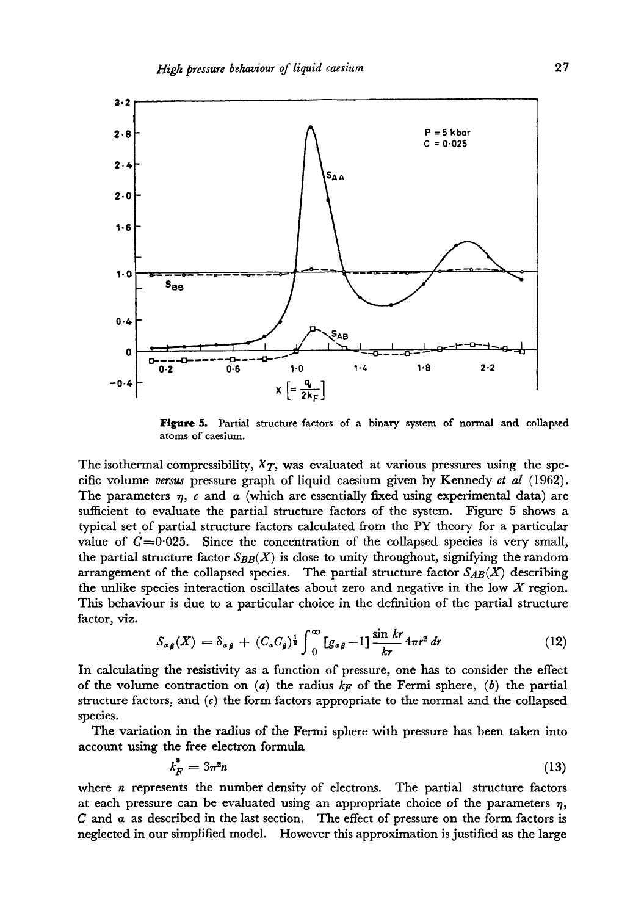**Figure 5.** Partial structure factors of a binary system of normal and collapsed atoms of caesium.

The isothermal compressibility, $\chi_T$, was evaluated at various pressures using the specific volume *versus* pressure graph of liquid caesium given by Kennedy *et al* (1962). The parameters $\eta$, $c$ and $a$ (which are essentially fixed using experimental data) are sufficient to evaluate the partial structure factors of the system. Figure 5 shows a typical set of partial structure factors calculated from the PY theory for a particular value of $C=0{\cdot}025$. Since the concentration of the collapsed species is very small, the partial structure factor $S_{BB}(X)$ is close to unity throughout, signifying the random arrangement of the collapsed species. The partial structure factor $S_{AB}(X)$ describing the unlike species interaction oscillates about zero and negative in the low $X$ region. This behaviour is due to a particular choice in the definition of the partial structure factor, viz.

$$S_{\alpha\beta}(X) = \delta_{\alpha\beta} + (C_\alpha C_\beta)^{\frac{1}{2}} \int_0^\infty [g_{\alpha\beta} - 1] \frac{\sin kr}{kr} 4\pi r^2 \, dr \tag{12}$$

In calculating the resistivity as a function of pressure, one has to consider the effect of the volume contraction on (*a*) the radius $k_F$ of the Fermi sphere, (*b*) the partial structure factors, and (*c*) the form factors appropriate to the normal and the collapsed species.

The variation in the radius of the Fermi sphere with pressure has been taken into account using the free electron formula

$$k_F^3 = 3\pi^2 n \tag{13}$$

where $n$ represents the number density of electrons. The partial structure factors at each pressure can be evaluated using an appropriate choice of the parameters $\eta$, $C$ and $a$ as described in the last section. The effect of pressure on the form factors is neglected in our simplified model. However this approximation is justified as the large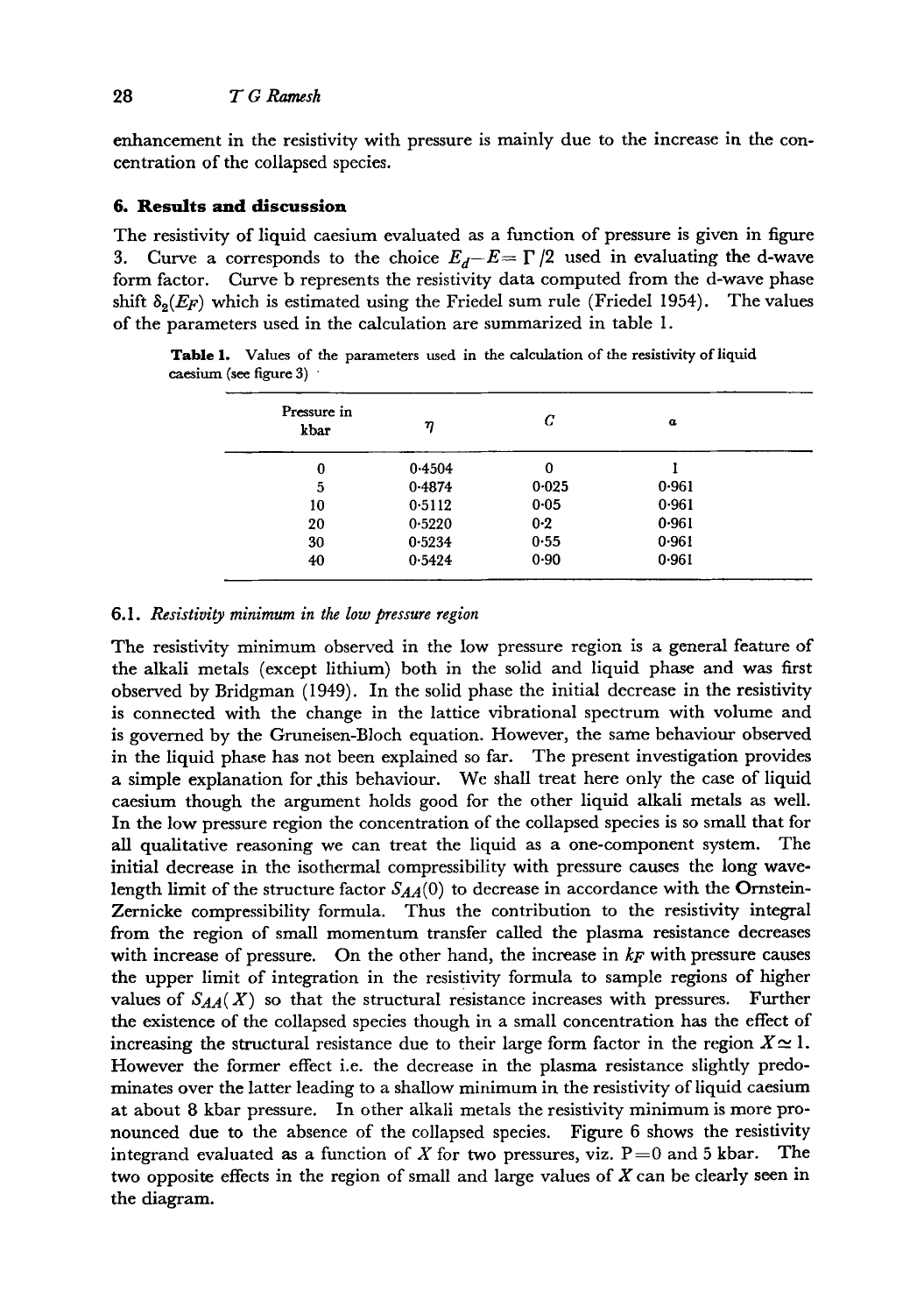enhancement in the resistivity with pressure is mainly due to the increase in the concentration of the collapsed species.

## 6. Results and discussion

The resistivity of liquid caesium evaluated as a function of pressure is given in figure 3. Curve a corresponds to the choice $E_d - E = \Gamma/2$ used in evaluating the d-wave form factor. Curve b represents the resistivity data computed from the d-wave phase shift $\delta_2(E_F)$ which is estimated using the Friedel sum rule (Friedel 1954). The values of the parameters used in the calculation are summarized in table 1.

**Table 1.** Values of the parameters used in the calculation of the resistivity of liquid caesium (see figure 3)

| Pressure in kbar | $\eta$ | $C$ | $\alpha$ |
|---|---|---|---|
| 0 | 0·4504 | 0 | 1 |
| 5 | 0·4874 | 0·025 | 0·961 |
| 10 | 0·5112 | 0·05 | 0·961 |
| 20 | 0·5220 | 0·2 | 0·961 |
| 30 | 0·5234 | 0·55 | 0·961 |
| 40 | 0·5424 | 0·90 | 0·961 |

### 6.1. *Resistivity minimum in the low pressure region*

The resistivity minimum observed in the low pressure region is a general feature of the alkali metals (except lithium) both in the solid and liquid phase and was first observed by Bridgman (1949). In the solid phase the initial decrease in the resistivity is connected with the change in the lattice vibrational spectrum with volume and is governed by the Gruneisen-Bloch equation. However, the same behaviour observed in the liquid phase has not been explained so far. The present investigation provides a simple explanation for this behaviour. We shall treat here only the case of liquid caesium though the argument holds good for the other liquid alkali metals as well. In the low pressure region the concentration of the collapsed species is so small that for all qualitative reasoning we can treat the liquid as a one-component system. The initial decrease in the isothermal compressibility with pressure causes the long wavelength limit of the structure factor $S_{AA}(0)$ to decrease in accordance with the Ornstein-Zernicke compressibility formula. Thus the contribution to the resistivity integral from the region of small momentum transfer called the plasma resistance decreases with increase of pressure. On the other hand, the increase in $k_F$ with pressure causes the upper limit of integration in the resistivity formula to sample regions of higher values of $S_{AA}(X)$ so that the structural resistance increases with pressures. Further the existence of the collapsed species though in a small concentration has the effect of increasing the structural resistance due to their large form factor in the region $X \simeq 1$. However the former effect i.e. the decrease in the plasma resistance slightly predominates over the latter leading to a shallow minimum in the resistivity of liquid caesium at about 8 kbar pressure. In other alkali metals the resistivity minimum is more pronounced due to the absence of the collapsed species. Figure 6 shows the resistivity integrand evaluated as a function of $X$ for two pressures, viz. P=0 and 5 kbar. The two opposite effects in the region of small and large values of $X$ can be clearly seen in the diagram.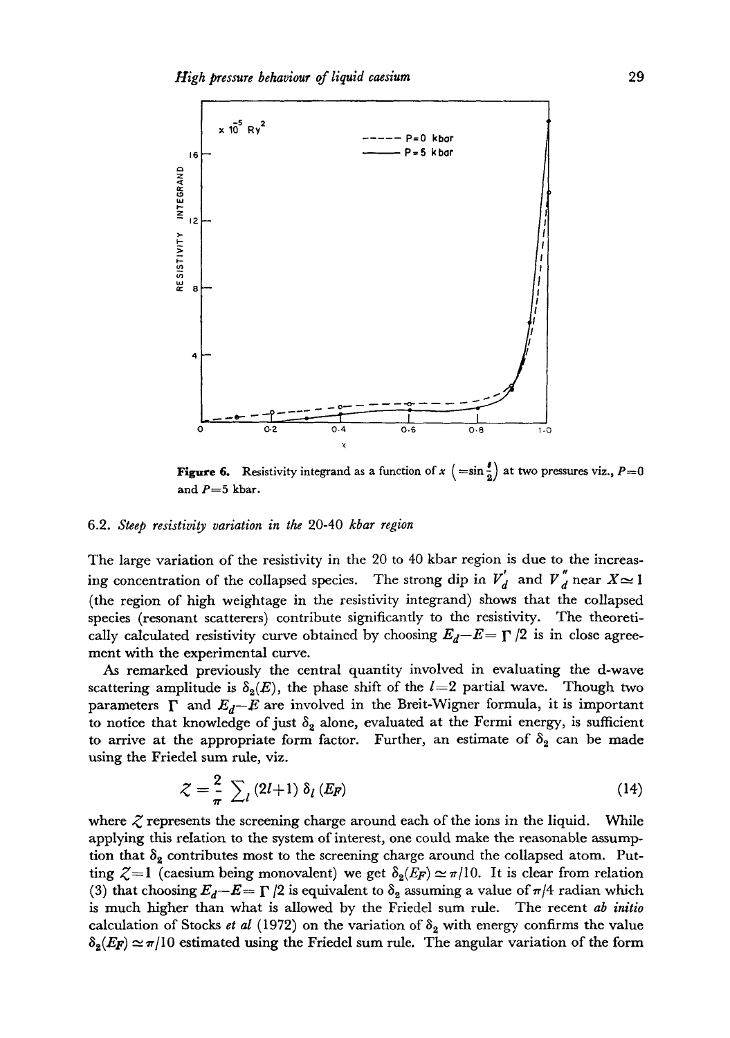Figure 6. Resistivity integrand as a function of $x$ $\left(=\sin\frac{\theta}{2}\right)$ at two pressures viz., $P=0$ and $P=5$ kbar.

### 6.2. *Steep resistivity variation in the 20-40 kbar region*

The large variation of the resistivity in the 20 to 40 kbar region is due to the increasing concentration of the collapsed species. The strong dip in $V_d'$ and $V_d''$ near $X \simeq 1$ (the region of high weightage in the resistivity integrand) shows that the collapsed species (resonant scatterers) contribute significantly to the resistivity. The theoretically calculated resistivity curve obtained by choosing $E_d - E = \Gamma/2$ is in close agreement with the experimental curve.

As remarked previously the central quantity involved in evaluating the d-wave scattering amplitude is $\delta_2(E)$, the phase shift of the $l=2$ partial wave. Though two parameters $\Gamma$ and $E_d - E$ are involved in the Breit-Wigner formula, it is important to notice that knowledge of just $\delta_2$ alone, evaluated at the Fermi energy, is sufficient to arrive at the appropriate form factor. Further, an estimate of $\delta_2$ can be made using the Friedel sum rule, viz.

$$\mathcal{Z} = \frac{2}{\pi} \sum_l (2l+1)\, \delta_l (E_F) \tag{14}$$

where $\mathcal{Z}$ represents the screening charge around each of the ions in the liquid. While applying this relation to the system of interest, one could make the reasonable assumption that $\delta_2$ contributes most to the screening charge around the collapsed atom. Putting $\mathcal{Z}=1$ (caesium being monovalent) we get $\delta_2(E_F) \simeq \pi/10$. It is clear from relation (3) that choosing $E_d - E = \Gamma/2$ is equivalent to $\delta_2$ assuming a value of $\pi/4$ radian which is much higher than what is allowed by the Friedel sum rule. The recent *ab initio* calculation of Stocks *et al* (1972) on the variation of $\delta_2$ with energy confirms the value $\delta_2(E_F) \simeq \pi/10$ estimated using the Friedel sum rule. The angular variation of the form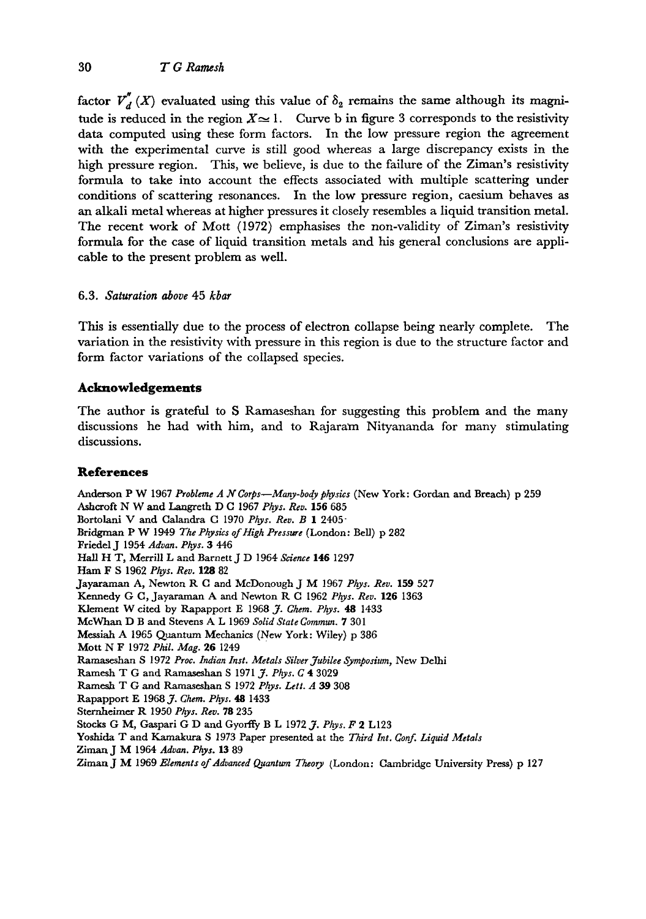factor $V_d''(X)$ evaluated using this value of $\delta_2$ remains the same although its magnitude is reduced in the region $X \simeq 1$. Curve b in figure 3 corresponds to the resistivity data computed using these form factors. In the low pressure region the agreement with the experimental curve is still good whereas a large discrepancy exists in the high pressure region. This, we believe, is due to the failure of the Ziman's resistivity formula to take into account the effects associated with multiple scattering under conditions of scattering resonances. In the low pressure region, caesium behaves as an alkali metal whereas at higher pressures it closely resembles a liquid transition metal. The recent work of Mott (1972) emphasises the non-validity of Ziman's resistivity formula for the case of liquid transition metals and his general conclusions are applicable to the present problem as well.

### 6.3. *Saturation above* 45 *kbar*

This is essentially due to the process of electron collapse being nearly complete. The variation in the resistivity with pressure in this region is due to the structure factor and form factor variations of the collapsed species.

## Acknowledgements

The author is grateful to S Ramaseshan for suggesting this problem and the many discussions he had with him, and to Rajaram Nityananda for many stimulating discussions.

## References

Anderson P W 1967 *Probleme A N Corps—Many-body physics* (New York: Gordan and Breach) p 259

Ashcroft N W and Langreth D C 1967 *Phys. Rev.* **156** 685

Bortolani V and Calandra C 1970 *Phys. Rev. B* **1** 2405

Bridgman P W 1949 *The Physics of High Pressure* (London: Bell) p 282

Friedel J 1954 *Advan. Phys.* **3** 446

Hall H T, Merrill L and Barnett J D 1964 *Science* **146** 1297

Ham F S 1962 *Phys. Rev.* **128** 82

Jayaraman A, Newton R C and McDonough J M 1967 *Phys. Rev.* **159** 527

Kennedy G C, Jayaraman A and Newton R C 1962 *Phys. Rev.* **126** 1363

Klement W cited by Rapapport E 1968 *J. Chem. Phys.* **48** 1433

McWhan D B and Stevens A L 1969 *Solid State Commun.* **7** 301

Messiah A 1965 Quantum Mechanics (New York: Wiley) p 386

Mott N F 1972 *Phil. Mag.* **26** 1249

Ramaseshan S 1972 *Proc. Indian Inst. Metals Silver Jubilee Symposium*, New Delhi

Ramesh T G and Ramaseshan S 1971 *J. Phys. C* **4** 3029

Ramesh T G and Ramaseshan S 1972 *Phys. Lett. A* **39** 308

Rapapport E 1968 *J. Chem. Phys.* **48** 1433

Sternheimer R 1950 *Phys. Rev.* **78** 235

Stocks G M, Gaspari G D and Gyorffy B L 1972 *J. Phys. F* **2** L123

Yoshida T and Kamakura S 1973 Paper presented at the *Third Int. Conf. Liquid Metals*

Ziman J M 1964 *Advan. Phys.* **13** 89

Ziman J M 1969 *Elements of Advanced Quantum Theory* (London: Cambridge University Press) p 127